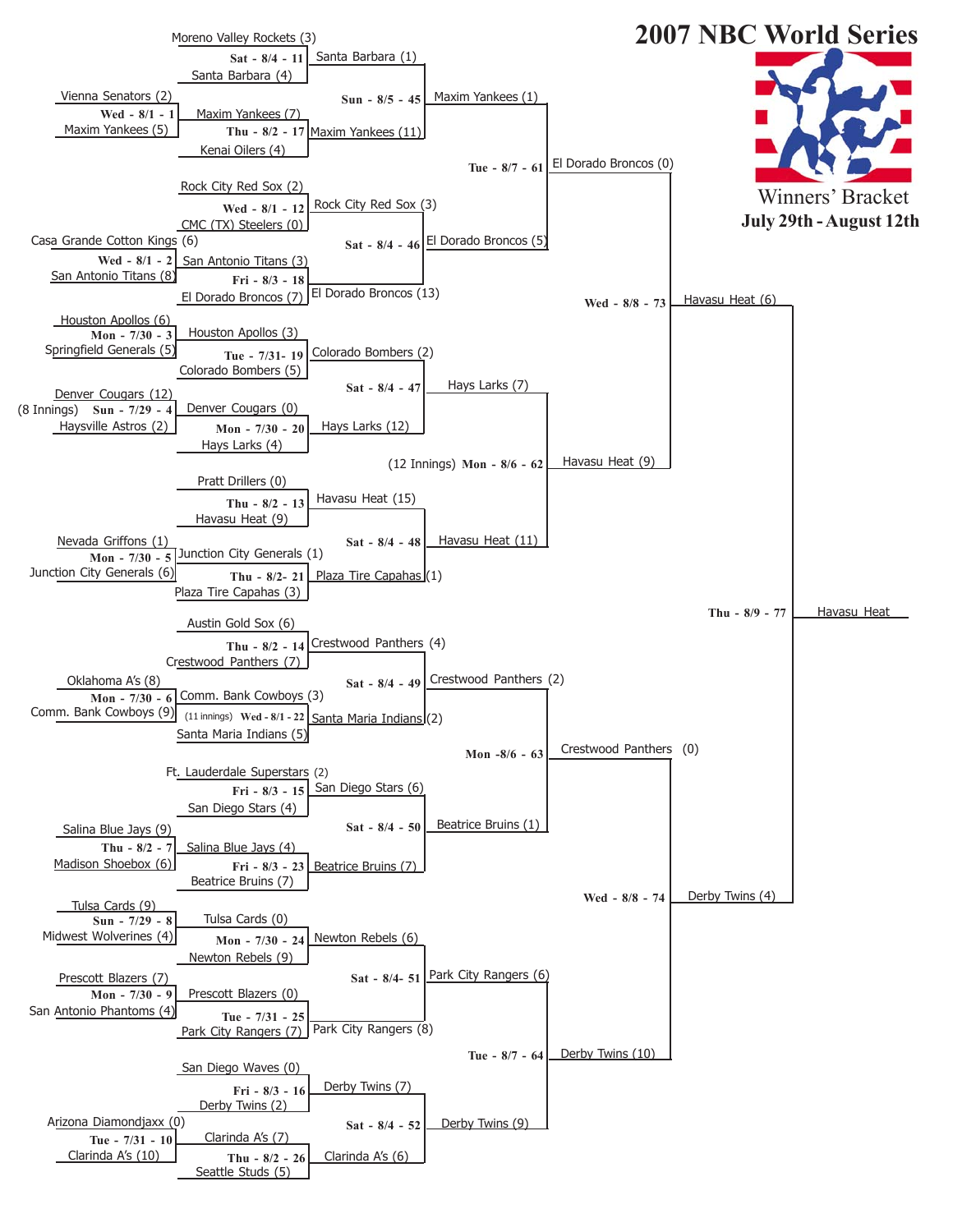# 2007 NBC World Series

Winners' Bracket

**July 29th - August 12th**

### First Round Games

- **Sun - 7/29 - 4** (8 Innings): Denver Cougars (12) vs. Haysville Astros (2)
- **Sun - 7/29 - 8**: Tulsa Cards (9) vs. Midwest Wolverines (4)
- **Mon - 7/30 - 3**: Houston Apollos (6) vs. Springfield Generals (5)
- **Mon - 7/30 - 5**: Nevada Griffons (1) vs. Junction City Generals (6)
- **Mon - 7/30 - 6**: Oklahoma A's (8) vs. Comm. Bank Cowboys (9)
- **Mon - 7/30 - 9**: Prescott Blazers (7) vs. San Antonio Phantoms (4)
- **Tue - 7/31 - 10**: Arizona Diamondjaxx (0) vs. Clarinda A's (10)
- **Wed - 8/1 - 1**: Vienna Senators (2) vs. Maxim Yankees (5)
- **Wed - 8/1 - 2**: Casa Grande Cotton Kings (6) vs. San Antonio Titans (8)
- **Thu - 8/2 - 7**: Salina Blue Jays (9) vs. Madison Shoebox (6)

### Second Round Games

- **Sat - 8/4 - 11**: Moreno Valley Rockets (3) vs. Santa Barbara (4)
- **Thu - 8/2 - 17**: Maxim Yankees (7) vs. Kenai Oilers (4)
- **Wed - 8/1 - 12**: Rock City Red Sox (2) vs. CMC (TX) Steelers (0)
- **Fri - 8/3 - 18**: San Antonio Titans (3) vs. El Dorado Broncos (7)
- **Tue - 7/31 - 19**: Houston Apollos (3) vs. Colorado Bombers (5)
- **Mon - 7/30 - 20**: Denver Cougars (0) vs. Hays Larks (4)
- **Thu - 8/2 - 13**: Pratt Drillers (0) vs. Havasu Heat (9)
- **Thu - 8/2 - 21**: Junction City Generals (1) vs. Plaza Tire Capahas (3)
- **Thu - 8/2 - 14**: Austin Gold Sox (6) vs. Crestwood Panthers (7)
- **Wed - 8/1 - 22** (11 innings): Comm. Bank Cowboys (3) vs. Santa Maria Indians (5)
- **Fri - 8/3 - 15**: Ft. Lauderdale Superstars (2) vs. San Diego Stars (4)
- **Fri - 8/3 - 23**: Salina Blue Jays (4) vs. Beatrice Bruins (7)
- **Mon - 7/30 - 24**: Tulsa Cards (0) vs. Newton Rebels (9)
- **Tue - 7/31 - 25**: Prescott Blazers (0) vs. Park City Rangers (7)
- **Fri - 8/3 - 16**: San Diego Waves (0) vs. Derby Twins (2)
- **Thu - 8/2 - 26**: Clarinda A's (7) vs. Seattle Studs (5)

### Third Round Games

- **Sun - 8/5 - 45**: Santa Barbara (1) vs. Maxim Yankees (11)
- **Sat - 8/4 - 46**: Rock City Red Sox (3) vs. El Dorado Broncos (13)
- **Sat - 8/4 - 47**: Colorado Bombers (2) vs. Hays Larks (12)
- **Sat - 8/4 - 48**: Havasu Heat (15) vs. Plaza Tire Capahas (1)
- **Sat - 8/4 - 49**: Crestwood Panthers (4) vs. Santa Maria Indians (2)
- **Sat - 8/4 - 50**: San Diego Stars (6) vs. Beatrice Bruins (7)
- **Sat - 8/4 - 51**: Newton Rebels (6) vs. Park City Rangers (8)
- **Sat - 8/4 - 52**: Derby Twins (7) vs. Clarinda A's (6)

### Fourth Round Games

- **Tue - 8/7 - 61**: Maxim Yankees (1) vs. El Dorado Broncos (5)
- **Mon - 8/6 - 62** (12 Innings): Hays Larks (7) vs. Havasu Heat (11)
- **Mon - 8/6 - 63**: Crestwood Panthers (2) vs. Beatrice Bruins (1)
- **Tue - 8/7 - 64**: Park City Rangers (6) vs. Derby Twins (9)

### Fifth Round Games

- **Wed - 8/8 - 73**: El Dorado Broncos (0) vs. Havasu Heat (9)
- **Wed - 8/8 - 74**: Crestwood Panthers (0) vs. Derby Twins (10)

### Sixth Round Game

- **Thu - 8/9 - 77**: Havasu Heat (6) vs. Derby Twins (4)

**Winner: Havasu Heat**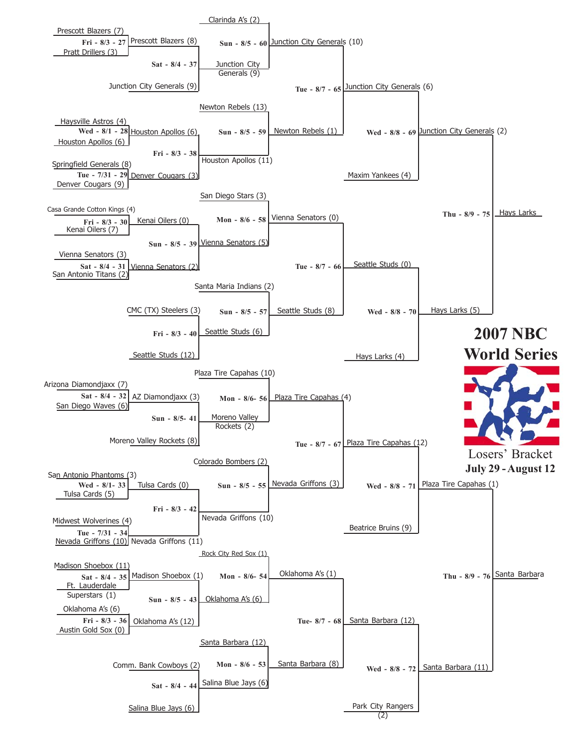# 2007 NBC World Series

## Losers' Bracket

**July 29 - August 12**

Prescott Blazers (7)
**Fri - 8/3 - 27**
Pratt Drillers (3)

Prescott Blazers (8)
**Sat - 8/4 - 37**
Junction City Generals (9)

Clarinda A's (2)
**Sun - 8/5 - 60**
Junction City Generals (9)

Junction City Generals (10)

Haysville Astros (4)
**Wed - 8/1 - 28**
Houston Apollos (6)

Houston Apollos (6)

Springfield Generals (8)
**Tue - 7/31 - 29**
Denver Cougars (9)

Denver Cougars (3)
**Fri - 8/3 - 38**
Houston Apollos (11)

Newton Rebels (13)
**Sun - 8/5 - 59**
Newton Rebels (1)

**Tue - 8/7 - 65**
Junction City Generals (6)

Maxim Yankees (4)
**Wed - 8/8 - 69**
Junction City Generals (2)

Casa Grande Cotton Kings (4)
**Fri - 8/3 - 30**
Kenai Oilers (7)

Kenai Oilers (0)

Vienna Senators (3)
**Sat - 8/4 - 31**
San Antonio Titans (2)

Vienna Senators (2)
**Sun - 8/5 - 39**
Vienna Senators (5)

San Diego Stars (3)
**Mon - 8/6 - 58**
Vienna Senators (0)

Santa Maria Indians (2)

CMC (TX) Steelers (3)
**Fri - 8/3 - 40**
Seattle Studs (12)

Seattle Studs (6)
**Sun - 8/5 - 57**
Seattle Studs (8)

**Tue - 8/7 - 66**
Seattle Studs (0)

Hays Larks (4)
**Wed - 8/8 - 70**
Hays Larks (5)

**Thu - 8/9 - 75**
Hays Larks

Arizona Diamondjaxx (7)
**Sat - 8/4 - 32**
San Diego Waves (6)

AZ Diamondjaxx (3)
**Sun - 8/5- 41**
Moreno Valley Rockets (8)

Moreno Valley Rockets (2)

Plaza Tire Capahas (10)
**Mon - 8/6- 56**
Plaza Tire Capahas (4)

San Antonio Phantoms (3)
**Wed - 8/1- 33**
Tulsa Cards (5)

Tulsa Cards (0)

Midwest Wolverines (4)
**Tue - 7/31 - 34**
Nevada Griffons (10)

Nevada Griffons (11)
**Fri - 8/3 - 42**
Nevada Griffons (10)

Colorado Bombers (2)
**Sun - 8/5 - 55**
Nevada Griffons (3)

**Tue - 8/7 - 67**
Plaza Tire Capahas (12)

Beatrice Bruins (9)
**Wed - 8/8 - 71**
Plaza Tire Capahas (1)

Madison Shoebox (11)
**Sat - 8/4 - 35**
Ft. Lauderdale Superstars (1)

Madison Shoebox (1)

Oklahoma A's (6)
**Fri - 8/3 - 36**
Austin Gold Sox (0)

Oklahoma A's (12)
**Sun - 8/5 - 43**
Oklahoma A's (6)

Rock City Red Sox (1)
**Mon - 8/6- 54**
Oklahoma A's (1)

Comm. Bank Cowboys (2)
**Sat - 8/4 - 44**
Salina Blue Jays (6)

Salina Blue Jays (6)

Santa Barbara (12)
**Mon - 8/6 - 53**
Santa Barbara (8)

**Tue- 8/7 - 68**
Santa Barbara (12)

Park City Rangers (2)
**Wed - 8/8 - 72**
Santa Barbara (11)

**Thu - 8/9 - 76**
Santa Barbara